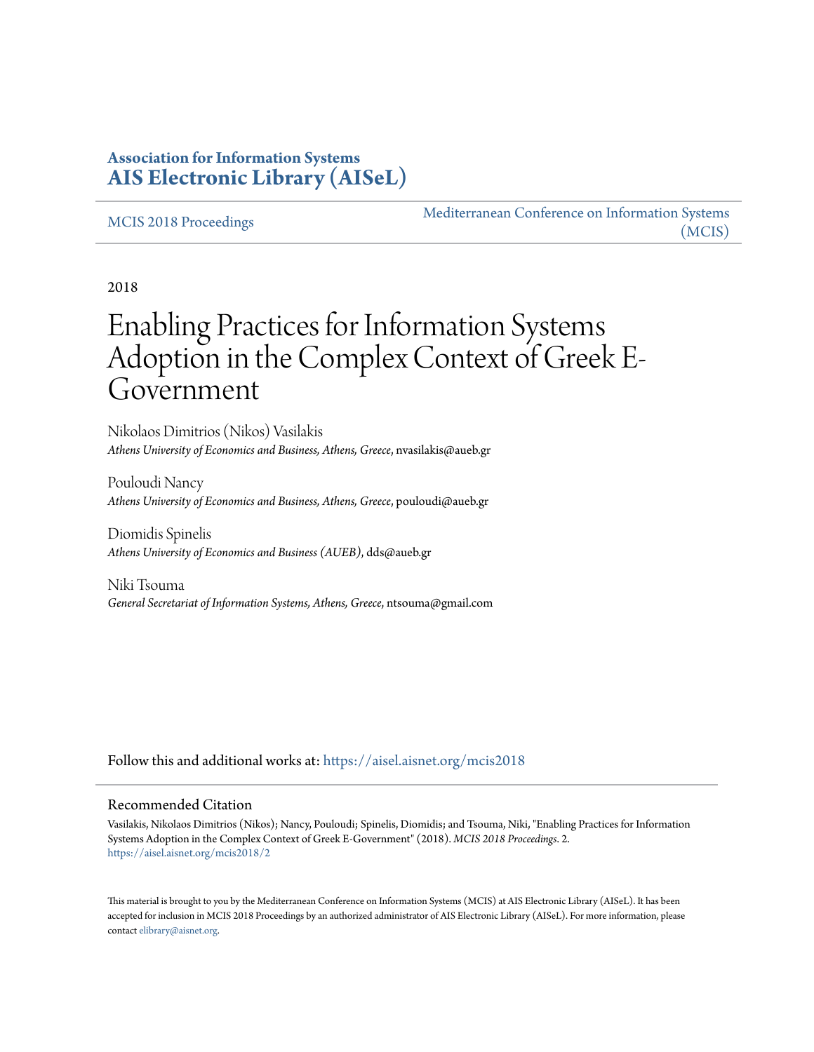**Association for Information Systems**
**AIS Electronic Library (AISeL)**

MCIS 2018 Proceedings

Mediterranean Conference on Information Systems (MCIS)

2018

# Enabling Practices for Information Systems Adoption in the Complex Context of Greek E-Government

Nikolaos Dimitrios (Nikos) Vasilakis
*Athens University of Economics and Business, Athens, Greece*, nvasilakis@aueb.gr

Pouloudi Nancy
*Athens University of Economics and Business, Athens, Greece*, pouloudi@aueb.gr

Diomidis Spinelis
*Athens University of Economics and Business (AUEB)*, dds@aueb.gr

Niki Tsouma
*General Secretariat of Information Systems, Athens, Greece*, ntsouma@gmail.com

Follow this and additional works at: https://aisel.aisnet.org/mcis2018

## Recommended Citation

Vasilakis, Nikolaos Dimitrios (Nikos); Nancy, Pouloudi; Spinelis, Diomidis; and Tsouma, Niki, "Enabling Practices for Information Systems Adoption in the Complex Context of Greek E-Government" (2018). *MCIS 2018 Proceedings*. 2.
https://aisel.aisnet.org/mcis2018/2

This material is brought to you by the Mediterranean Conference on Information Systems (MCIS) at AIS Electronic Library (AISeL). It has been accepted for inclusion in MCIS 2018 Proceedings by an authorized administrator of AIS Electronic Library (AISeL). For more information, please contact elibrary@aisnet.org.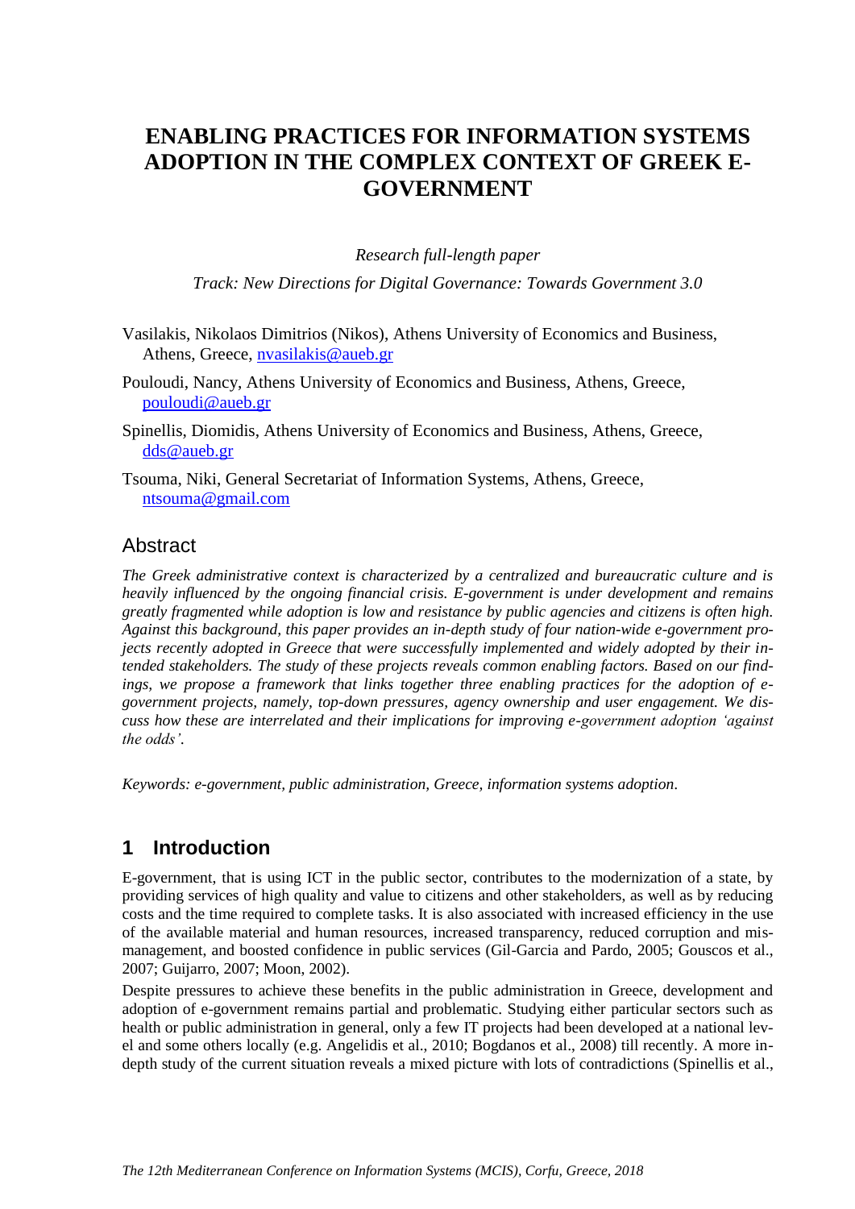# ENABLING PRACTICES FOR INFORMATION SYSTEMS ADOPTION IN THE COMPLEX CONTEXT OF GREEK E-GOVERNMENT

*Research full-length paper*

*Track: New Directions for Digital Governance: Towards Government 3.0*

Vasilakis, Nikolaos Dimitrios (Nikos), Athens University of Economics and Business, Athens, Greece, nvasilakis@aueb.gr

Pouloudi, Nancy, Athens University of Economics and Business, Athens, Greece, pouloudi@aueb.gr

Spinellis, Diomidis, Athens University of Economics and Business, Athens, Greece, dds@aueb.gr

Tsouma, Niki, General Secretariat of Information Systems, Athens, Greece, ntsouma@gmail.com

## Abstract

*The Greek administrative context is characterized by a centralized and bureaucratic culture and is heavily influenced by the ongoing financial crisis. E-government is under development and remains greatly fragmented while adoption is low and resistance by public agencies and citizens is often high. Against this background, this paper provides an in-depth study of four nation-wide e-government projects recently adopted in Greece that were successfully implemented and widely adopted by their intended stakeholders. The study of these projects reveals common enabling factors. Based on our findings, we propose a framework that links together three enabling practices for the adoption of e-government projects, namely, top-down pressures, agency ownership and user engagement. We discuss how these are interrelated and their implications for improving e-government adoption 'against the odds'.*

*Keywords: e-government, public administration, Greece, information systems adoption.*

## 1 Introduction

E-government, that is using ICT in the public sector, contributes to the modernization of a state, by providing services of high quality and value to citizens and other stakeholders, as well as by reducing costs and the time required to complete tasks. It is also associated with increased efficiency in the use of the available material and human resources, increased transparency, reduced corruption and mismanagement, and boosted confidence in public services (Gil-Garcia and Pardo, 2005; Gouscos et al., 2007; Guijarro, 2007; Moon, 2002).

Despite pressures to achieve these benefits in the public administration in Greece, development and adoption of e-government remains partial and problematic. Studying either particular sectors such as health or public administration in general, only a few IT projects had been developed at a national level and some others locally (e.g. Angelidis et al., 2010; Bogdanos et al., 2008) till recently. A more in-depth study of the current situation reveals a mixed picture with lots of contradictions (Spinellis et al.,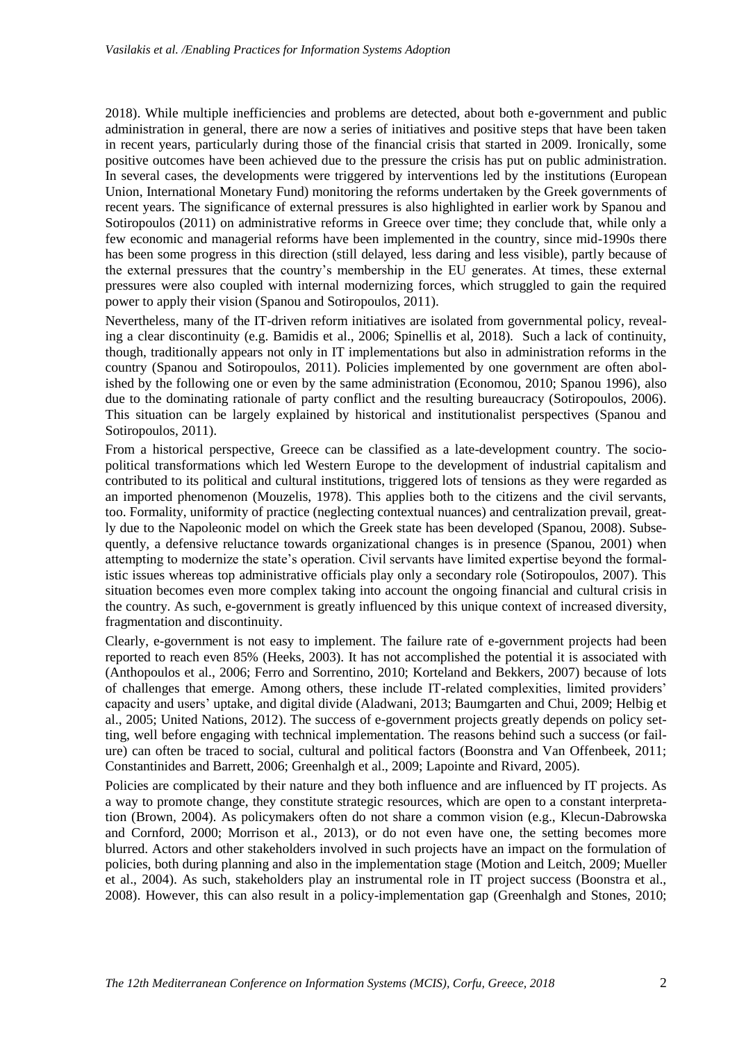2018). While multiple inefficiencies and problems are detected, about both e-government and public administration in general, there are now a series of initiatives and positive steps that have been taken in recent years, particularly during those of the financial crisis that started in 2009. Ironically, some positive outcomes have been achieved due to the pressure the crisis has put on public administration. In several cases, the developments were triggered by interventions led by the institutions (European Union, International Monetary Fund) monitoring the reforms undertaken by the Greek governments of recent years. The significance of external pressures is also highlighted in earlier work by Spanou and Sotiropoulos (2011) on administrative reforms in Greece over time; they conclude that, while only a few economic and managerial reforms have been implemented in the country, since mid-1990s there has been some progress in this direction (still delayed, less daring and less visible), partly because of the external pressures that the country's membership in the EU generates. At times, these external pressures were also coupled with internal modernizing forces, which struggled to gain the required power to apply their vision (Spanou and Sotiropoulos, 2011).

Nevertheless, many of the IT-driven reform initiatives are isolated from governmental policy, revealing a clear discontinuity (e.g. Bamidis et al., 2006; Spinellis et al, 2018). Such a lack of continuity, though, traditionally appears not only in IT implementations but also in administration reforms in the country (Spanou and Sotiropoulos, 2011). Policies implemented by one government are often abolished by the following one or even by the same administration (Economou, 2010; Spanou 1996), also due to the dominating rationale of party conflict and the resulting bureaucracy (Sotiropoulos, 2006). This situation can be largely explained by historical and institutionalist perspectives (Spanou and Sotiropoulos, 2011).

From a historical perspective, Greece can be classified as a late-development country. The socio-political transformations which led Western Europe to the development of industrial capitalism and contributed to its political and cultural institutions, triggered lots of tensions as they were regarded as an imported phenomenon (Mouzelis, 1978). This applies both to the citizens and the civil servants, too. Formality, uniformity of practice (neglecting contextual nuances) and centralization prevail, greatly due to the Napoleonic model on which the Greek state has been developed (Spanou, 2008). Subsequently, a defensive reluctance towards organizational changes is in presence (Spanou, 2001) when attempting to modernize the state's operation. Civil servants have limited expertise beyond the formalistic issues whereas top administrative officials play only a secondary role (Sotiropoulos, 2007). This situation becomes even more complex taking into account the ongoing financial and cultural crisis in the country. As such, e-government is greatly influenced by this unique context of increased diversity, fragmentation and discontinuity.

Clearly, e-government is not easy to implement. The failure rate of e-government projects had been reported to reach even 85% (Heeks, 2003). It has not accomplished the potential it is associated with (Anthopoulos et al., 2006; Ferro and Sorrentino, 2010; Korteland and Bekkers, 2007) because of lots of challenges that emerge. Among others, these include IT-related complexities, limited providers' capacity and users' uptake, and digital divide (Aladwani, 2013; Baumgarten and Chui, 2009; Helbig et al., 2005; United Nations, 2012). The success of e-government projects greatly depends on policy setting, well before engaging with technical implementation. The reasons behind such a success (or failure) can often be traced to social, cultural and political factors (Boonstra and Van Offenbeek, 2011; Constantinides and Barrett, 2006; Greenhalgh et al., 2009; Lapointe and Rivard, 2005).

Policies are complicated by their nature and they both influence and are influenced by IT projects. As a way to promote change, they constitute strategic resources, which are open to a constant interpretation (Brown, 2004). As policymakers often do not share a common vision (e.g., Klecun-Dabrowska and Cornford, 2000; Morrison et al., 2013), or do not even have one, the setting becomes more blurred. Actors and other stakeholders involved in such projects have an impact on the formulation of policies, both during planning and also in the implementation stage (Motion and Leitch, 2009; Mueller et al., 2004). As such, stakeholders play an instrumental role in IT project success (Boonstra et al., 2008). However, this can also result in a policy-implementation gap (Greenhalgh and Stones, 2010;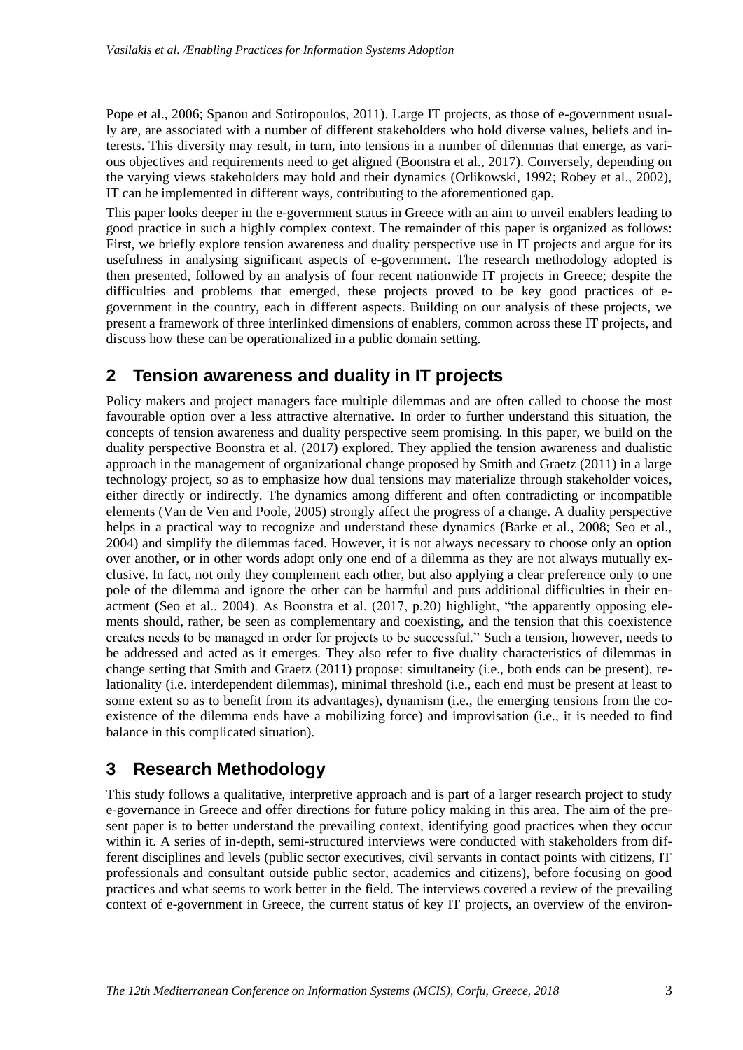Pope et al., 2006; Spanou and Sotiropoulos, 2011). Large IT projects, as those of e-government usually are, are associated with a number of different stakeholders who hold diverse values, beliefs and interests. This diversity may result, in turn, into tensions in a number of dilemmas that emerge, as various objectives and requirements need to get aligned (Boonstra et al., 2017). Conversely, depending on the varying views stakeholders may hold and their dynamics (Orlikowski, 1992; Robey et al., 2002), IT can be implemented in different ways, contributing to the aforementioned gap.

This paper looks deeper in the e-government status in Greece with an aim to unveil enablers leading to good practice in such a highly complex context. The remainder of this paper is organized as follows: First, we briefly explore tension awareness and duality perspective use in IT projects and argue for its usefulness in analysing significant aspects of e-government. The research methodology adopted is then presented, followed by an analysis of four recent nationwide IT projects in Greece; despite the difficulties and problems that emerged, these projects proved to be key good practices of e-government in the country, each in different aspects. Building on our analysis of these projects, we present a framework of three interlinked dimensions of enablers, common across these IT projects, and discuss how these can be operationalized in a public domain setting.

## 2 Tension awareness and duality in IT projects

Policy makers and project managers face multiple dilemmas and are often called to choose the most favourable option over a less attractive alternative. In order to further understand this situation, the concepts of tension awareness and duality perspective seem promising. In this paper, we build on the duality perspective Boonstra et al. (2017) explored. They applied the tension awareness and dualistic approach in the management of organizational change proposed by Smith and Graetz (2011) in a large technology project, so as to emphasize how dual tensions may materialize through stakeholder voices, either directly or indirectly. The dynamics among different and often contradicting or incompatible elements (Van de Ven and Poole, 2005) strongly affect the progress of a change. A duality perspective helps in a practical way to recognize and understand these dynamics (Barke et al., 2008; Seo et al., 2004) and simplify the dilemmas faced. However, it is not always necessary to choose only an option over another, or in other words adopt only one end of a dilemma as they are not always mutually exclusive. In fact, not only they complement each other, but also applying a clear preference only to one pole of the dilemma and ignore the other can be harmful and puts additional difficulties in their enactment (Seo et al., 2004). As Boonstra et al. (2017, p.20) highlight, "the apparently opposing elements should, rather, be seen as complementary and coexisting, and the tension that this coexistence creates needs to be managed in order for projects to be successful." Such a tension, however, needs to be addressed and acted as it emerges. They also refer to five duality characteristics of dilemmas in change setting that Smith and Graetz (2011) propose: simultaneity (i.e., both ends can be present), relationality (i.e. interdependent dilemmas), minimal threshold (i.e., each end must be present at least to some extent so as to benefit from its advantages), dynamism (i.e., the emerging tensions from the coexistence of the dilemma ends have a mobilizing force) and improvisation (i.e., it is needed to find balance in this complicated situation).

## 3 Research Methodology

This study follows a qualitative, interpretive approach and is part of a larger research project to study e-governance in Greece and offer directions for future policy making in this area. The aim of the present paper is to better understand the prevailing context, identifying good practices when they occur within it. A series of in-depth, semi-structured interviews were conducted with stakeholders from different disciplines and levels (public sector executives, civil servants in contact points with citizens, IT professionals and consultant outside public sector, academics and citizens), before focusing on good practices and what seems to work better in the field. The interviews covered a review of the prevailing context of e-government in Greece, the current status of key IT projects, an overview of the environ-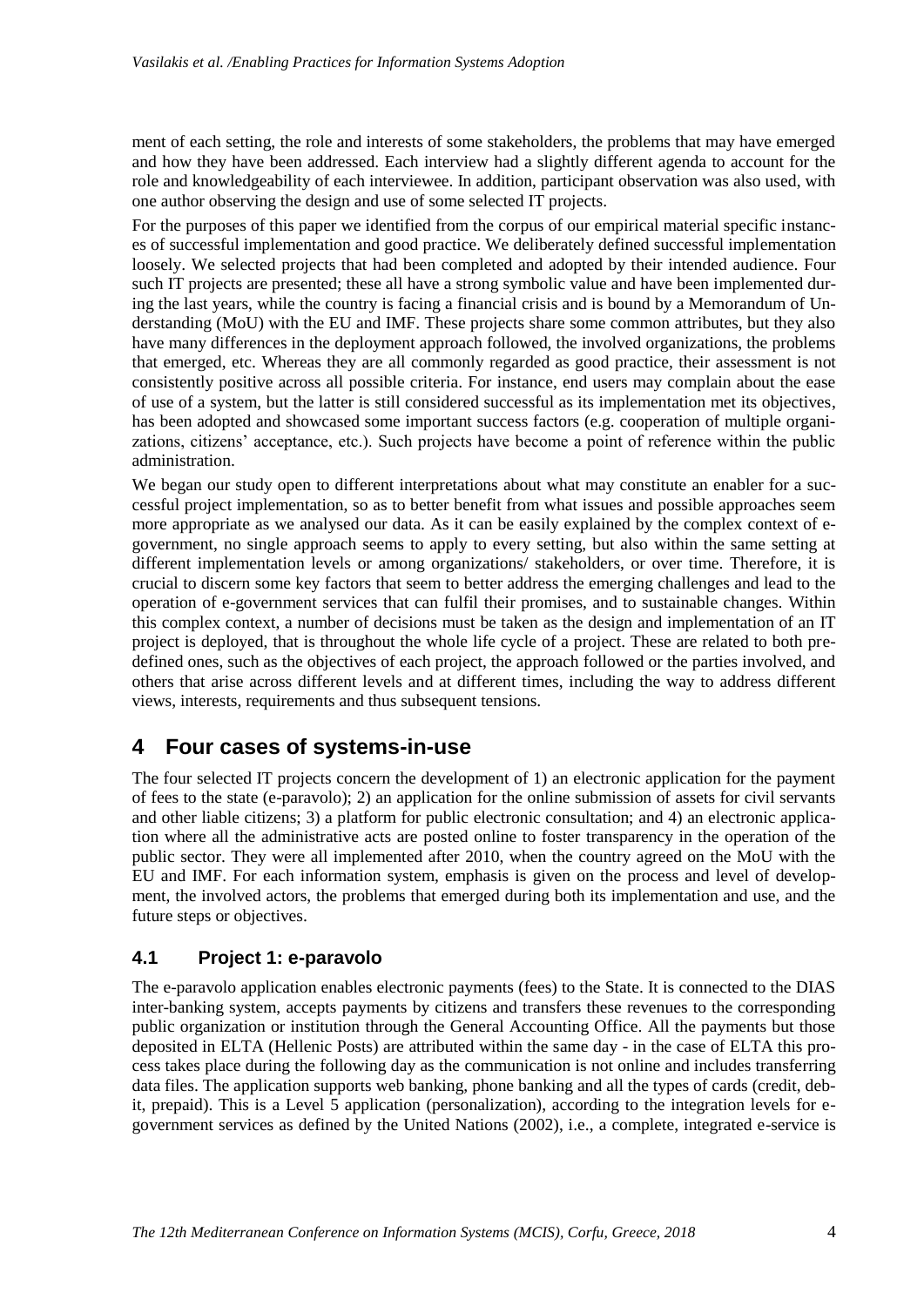ment of each setting, the role and interests of some stakeholders, the problems that may have emerged and how they have been addressed. Each interview had a slightly different agenda to account for the role and knowledgeability of each interviewee. In addition, participant observation was also used, with one author observing the design and use of some selected IT projects.

For the purposes of this paper we identified from the corpus of our empirical material specific instances of successful implementation and good practice. We deliberately defined successful implementation loosely. We selected projects that had been completed and adopted by their intended audience. Four such IT projects are presented; these all have a strong symbolic value and have been implemented during the last years, while the country is facing a financial crisis and is bound by a Memorandum of Understanding (MoU) with the EU and IMF. These projects share some common attributes, but they also have many differences in the deployment approach followed, the involved organizations, the problems that emerged, etc. Whereas they are all commonly regarded as good practice, their assessment is not consistently positive across all possible criteria. For instance, end users may complain about the ease of use of a system, but the latter is still considered successful as its implementation met its objectives, has been adopted and showcased some important success factors (e.g. cooperation of multiple organizations, citizens' acceptance, etc.). Such projects have become a point of reference within the public administration.

We began our study open to different interpretations about what may constitute an enabler for a successful project implementation, so as to better benefit from what issues and possible approaches seem more appropriate as we analysed our data. As it can be easily explained by the complex context of e-government, no single approach seems to apply to every setting, but also within the same setting at different implementation levels or among organizations/ stakeholders, or over time. Therefore, it is crucial to discern some key factors that seem to better address the emerging challenges and lead to the operation of e-government services that can fulfil their promises, and to sustainable changes. Within this complex context, a number of decisions must be taken as the design and implementation of an IT project is deployed, that is throughout the whole life cycle of a project. These are related to both predefined ones, such as the objectives of each project, the approach followed or the parties involved, and others that arise across different levels and at different times, including the way to address different views, interests, requirements and thus subsequent tensions.

# 4 Four cases of systems-in-use

The four selected IT projects concern the development of 1) an electronic application for the payment of fees to the state (e-paravolo); 2) an application for the online submission of assets for civil servants and other liable citizens; 3) a platform for public electronic consultation; and 4) an electronic application where all the administrative acts are posted online to foster transparency in the operation of the public sector. They were all implemented after 2010, when the country agreed on the MoU with the EU and IMF. For each information system, emphasis is given on the process and level of development, the involved actors, the problems that emerged during both its implementation and use, and the future steps or objectives.

## 4.1 Project 1: e-paravolo

The e-paravolo application enables electronic payments (fees) to the State. It is connected to the DIAS inter-banking system, accepts payments by citizens and transfers these revenues to the corresponding public organization or institution through the General Accounting Office. All the payments but those deposited in ELTA (Hellenic Posts) are attributed within the same day - in the case of ELTA this process takes place during the following day as the communication is not online and includes transferring data files. The application supports web banking, phone banking and all the types of cards (credit, debit, prepaid). This is a Level 5 application (personalization), according to the integration levels for e-government services as defined by the United Nations (2002), i.e., a complete, integrated e-service is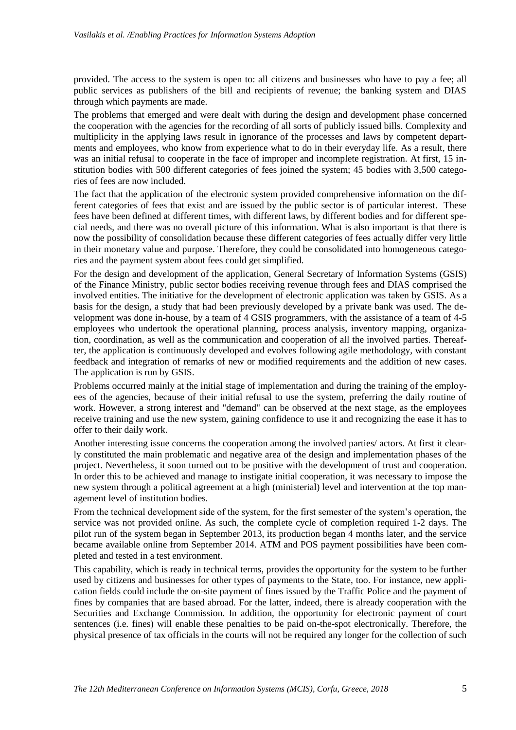provided. The access to the system is open to: all citizens and businesses who have to pay a fee; all public services as publishers of the bill and recipients of revenue; the banking system and DIAS through which payments are made.

The problems that emerged and were dealt with during the design and development phase concerned the cooperation with the agencies for the recording of all sorts of publicly issued bills. Complexity and multiplicity in the applying laws result in ignorance of the processes and laws by competent departments and employees, who know from experience what to do in their everyday life. As a result, there was an initial refusal to cooperate in the face of improper and incomplete registration. At first, 15 institution bodies with 500 different categories of fees joined the system; 45 bodies with 3,500 categories of fees are now included.

The fact that the application of the electronic system provided comprehensive information on the different categories of fees that exist and are issued by the public sector is of particular interest. These fees have been defined at different times, with different laws, by different bodies and for different special needs, and there was no overall picture of this information. What is also important is that there is now the possibility of consolidation because these different categories of fees actually differ very little in their monetary value and purpose. Therefore, they could be consolidated into homogeneous categories and the payment system about fees could get simplified.

For the design and development of the application, General Secretary of Information Systems (GSIS) of the Finance Ministry, public sector bodies receiving revenue through fees and DIAS comprised the involved entities. The initiative for the development of electronic application was taken by GSIS. As a basis for the design, a study that had been previously developed by a private bank was used. The development was done in-house, by a team of 4 GSIS programmers, with the assistance of a team of 4-5 employees who undertook the operational planning, process analysis, inventory mapping, organization, coordination, as well as the communication and cooperation of all the involved parties. Thereafter, the application is continuously developed and evolves following agile methodology, with constant feedback and integration of remarks of new or modified requirements and the addition of new cases. The application is run by GSIS.

Problems occurred mainly at the initial stage of implementation and during the training of the employees of the agencies, because of their initial refusal to use the system, preferring the daily routine of work. However, a strong interest and "demand" can be observed at the next stage, as the employees receive training and use the new system, gaining confidence to use it and recognizing the ease it has to offer to their daily work.

Another interesting issue concerns the cooperation among the involved parties/ actors. At first it clearly constituted the main problematic and negative area of the design and implementation phases of the project. Nevertheless, it soon turned out to be positive with the development of trust and cooperation. In order this to be achieved and manage to instigate initial cooperation, it was necessary to impose the new system through a political agreement at a high (ministerial) level and intervention at the top management level of institution bodies.

From the technical development side of the system, for the first semester of the system's operation, the service was not provided online. As such, the complete cycle of completion required 1-2 days. The pilot run of the system began in September 2013, its production began 4 months later, and the service became available online from September 2014. ATM and POS payment possibilities have been completed and tested in a test environment.

This capability, which is ready in technical terms, provides the opportunity for the system to be further used by citizens and businesses for other types of payments to the State, too. For instance, new application fields could include the on-site payment of fines issued by the Traffic Police and the payment of fines by companies that are based abroad. For the latter, indeed, there is already cooperation with the Securities and Exchange Commission. In addition, the opportunity for electronic payment of court sentences (i.e. fines) will enable these penalties to be paid on-the-spot electronically. Therefore, the physical presence of tax officials in the courts will not be required any longer for the collection of such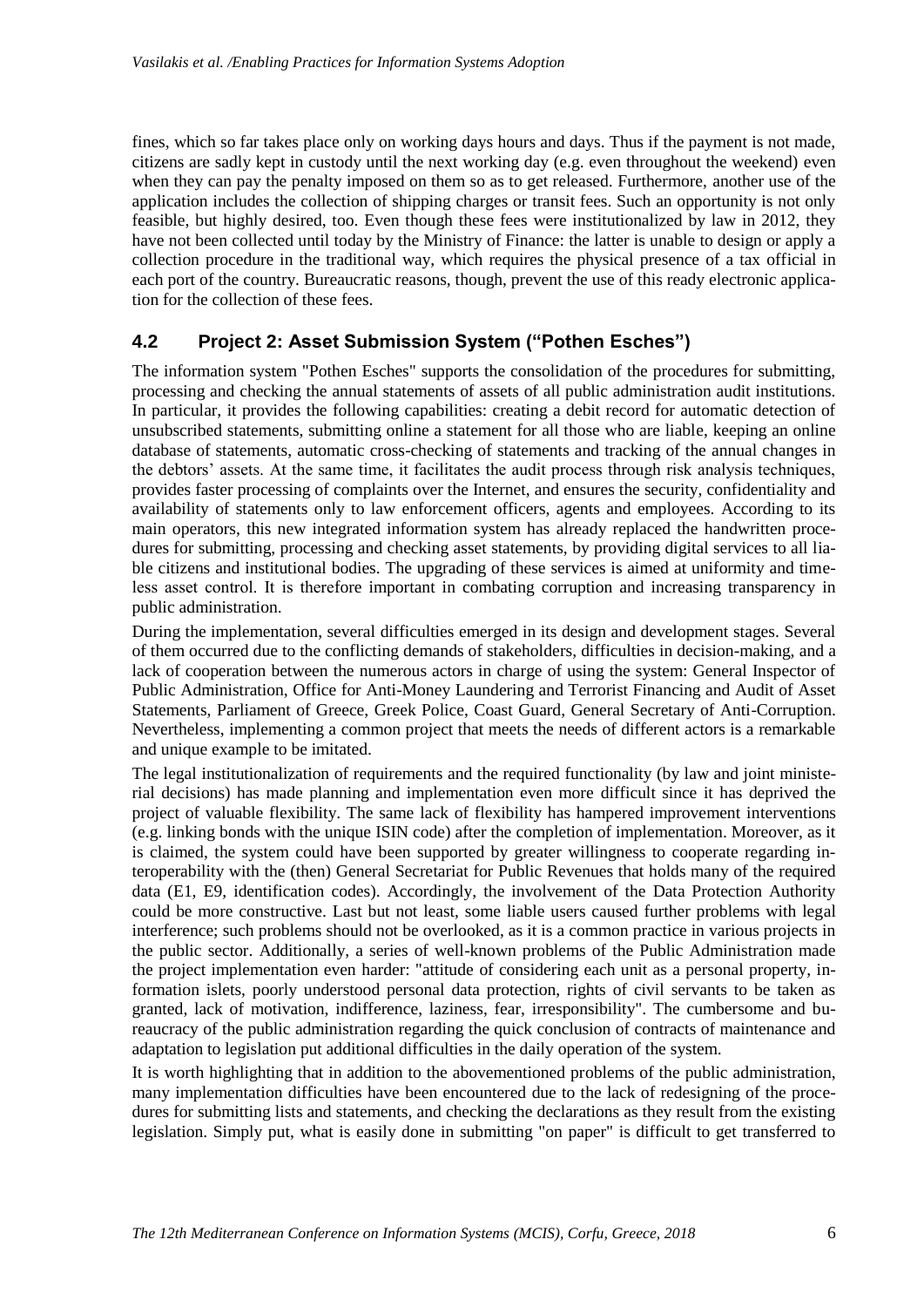fines, which so far takes place only on working days hours and days. Thus if the payment is not made, citizens are sadly kept in custody until the next working day (e.g. even throughout the weekend) even when they can pay the penalty imposed on them so as to get released. Furthermore, another use of the application includes the collection of shipping charges or transit fees. Such an opportunity is not only feasible, but highly desired, too. Even though these fees were institutionalized by law in 2012, they have not been collected until today by the Ministry of Finance: the latter is unable to design or apply a collection procedure in the traditional way, which requires the physical presence of a tax official in each port of the country. Bureaucratic reasons, though, prevent the use of this ready electronic application for the collection of these fees.

### 4.2 Project 2: Asset Submission System ("Pothen Esches")

The information system "Pothen Esches" supports the consolidation of the procedures for submitting, processing and checking the annual statements of assets of all public administration audit institutions. In particular, it provides the following capabilities: creating a debit record for automatic detection of unsubscribed statements, submitting online a statement for all those who are liable, keeping an online database of statements, automatic cross-checking of statements and tracking of the annual changes in the debtors' assets. At the same time, it facilitates the audit process through risk analysis techniques, provides faster processing of complaints over the Internet, and ensures the security, confidentiality and availability of statements only to law enforcement officers, agents and employees. According to its main operators, this new integrated information system has already replaced the handwritten procedures for submitting, processing and checking asset statements, by providing digital services to all liable citizens and institutional bodies. The upgrading of these services is aimed at uniformity and timeless asset control. It is therefore important in combating corruption and increasing transparency in public administration.

During the implementation, several difficulties emerged in its design and development stages. Several of them occurred due to the conflicting demands of stakeholders, difficulties in decision-making, and a lack of cooperation between the numerous actors in charge of using the system: General Inspector of Public Administration, Office for Anti-Money Laundering and Terrorist Financing and Audit of Asset Statements, Parliament of Greece, Greek Police, Coast Guard, General Secretary of Anti-Corruption. Nevertheless, implementing a common project that meets the needs of different actors is a remarkable and unique example to be imitated.

The legal institutionalization of requirements and the required functionality (by law and joint ministerial decisions) has made planning and implementation even more difficult since it has deprived the project of valuable flexibility. The same lack of flexibility has hampered improvement interventions (e.g. linking bonds with the unique ISIN code) after the completion of implementation. Moreover, as it is claimed, the system could have been supported by greater willingness to cooperate regarding interoperability with the (then) General Secretariat for Public Revenues that holds many of the required data (E1, E9, identification codes). Accordingly, the involvement of the Data Protection Authority could be more constructive. Last but not least, some liable users caused further problems with legal interference; such problems should not be overlooked, as it is a common practice in various projects in the public sector. Additionally, a series of well-known problems of the Public Administration made the project implementation even harder: "attitude of considering each unit as a personal property, information islets, poorly understood personal data protection, rights of civil servants to be taken as granted, lack of motivation, indifference, laziness, fear, irresponsibility". The cumbersome and bureaucracy of the public administration regarding the quick conclusion of contracts of maintenance and adaptation to legislation put additional difficulties in the daily operation of the system.

It is worth highlighting that in addition to the abovementioned problems of the public administration, many implementation difficulties have been encountered due to the lack of redesigning of the procedures for submitting lists and statements, and checking the declarations as they result from the existing legislation. Simply put, what is easily done in submitting "on paper" is difficult to get transferred to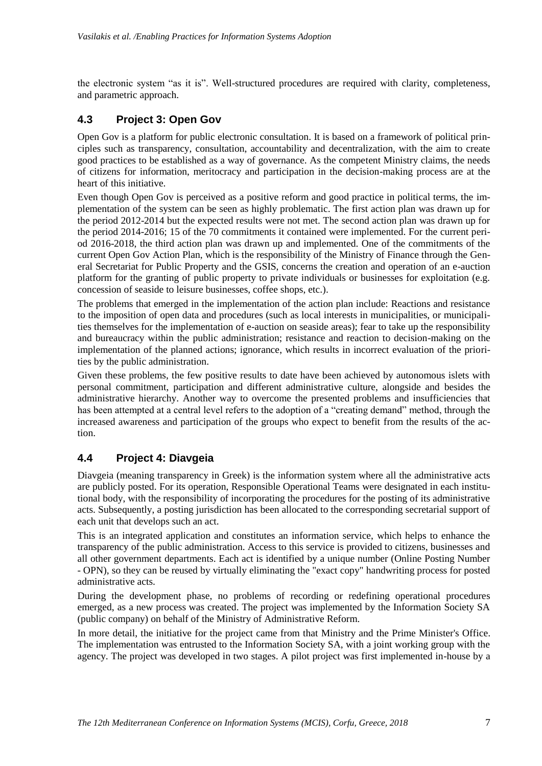the electronic system "as it is". Well-structured procedures are required with clarity, completeness, and parametric approach.

## 4.3 Project 3: Open Gov

Open Gov is a platform for public electronic consultation. It is based on a framework of political principles such as transparency, consultation, accountability and decentralization, with the aim to create good practices to be established as a way of governance. As the competent Ministry claims, the needs of citizens for information, meritocracy and participation in the decision-making process are at the heart of this initiative.

Even though Open Gov is perceived as a positive reform and good practice in political terms, the implementation of the system can be seen as highly problematic. The first action plan was drawn up for the period 2012-2014 but the expected results were not met. The second action plan was drawn up for the period 2014-2016; 15 of the 70 commitments it contained were implemented. For the current period 2016-2018, the third action plan was drawn up and implemented. One of the commitments of the current Open Gov Action Plan, which is the responsibility of the Ministry of Finance through the General Secretariat for Public Property and the GSIS, concerns the creation and operation of an e-auction platform for the granting of public property to private individuals or businesses for exploitation (e.g. concession of seaside to leisure businesses, coffee shops, etc.).

The problems that emerged in the implementation of the action plan include: Reactions and resistance to the imposition of open data and procedures (such as local interests in municipalities, or municipalities themselves for the implementation of e-auction on seaside areas); fear to take up the responsibility and bureaucracy within the public administration; resistance and reaction to decision-making on the implementation of the planned actions; ignorance, which results in incorrect evaluation of the priorities by the public administration.

Given these problems, the few positive results to date have been achieved by autonomous islets with personal commitment, participation and different administrative culture, alongside and besides the administrative hierarchy. Another way to overcome the presented problems and insufficiencies that has been attempted at a central level refers to the adoption of a "creating demand" method, through the increased awareness and participation of the groups who expect to benefit from the results of the action.

## 4.4 Project 4: Diavgeia

Diavgeia (meaning transparency in Greek) is the information system where all the administrative acts are publicly posted. For its operation, Responsible Operational Teams were designated in each institutional body, with the responsibility of incorporating the procedures for the posting of its administrative acts. Subsequently, a posting jurisdiction has been allocated to the corresponding secretarial support of each unit that develops such an act.

This is an integrated application and constitutes an information service, which helps to enhance the transparency of the public administration. Access to this service is provided to citizens, businesses and all other government departments. Each act is identified by a unique number (Online Posting Number - OPN), so they can be reused by virtually eliminating the "exact copy" handwriting process for posted administrative acts.

During the development phase, no problems of recording or redefining operational procedures emerged, as a new process was created. The project was implemented by the Information Society SA (public company) on behalf of the Ministry of Administrative Reform.

In more detail, the initiative for the project came from that Ministry and the Prime Minister's Office. The implementation was entrusted to the Information Society SA, with a joint working group with the agency. The project was developed in two stages. A pilot project was first implemented in-house by a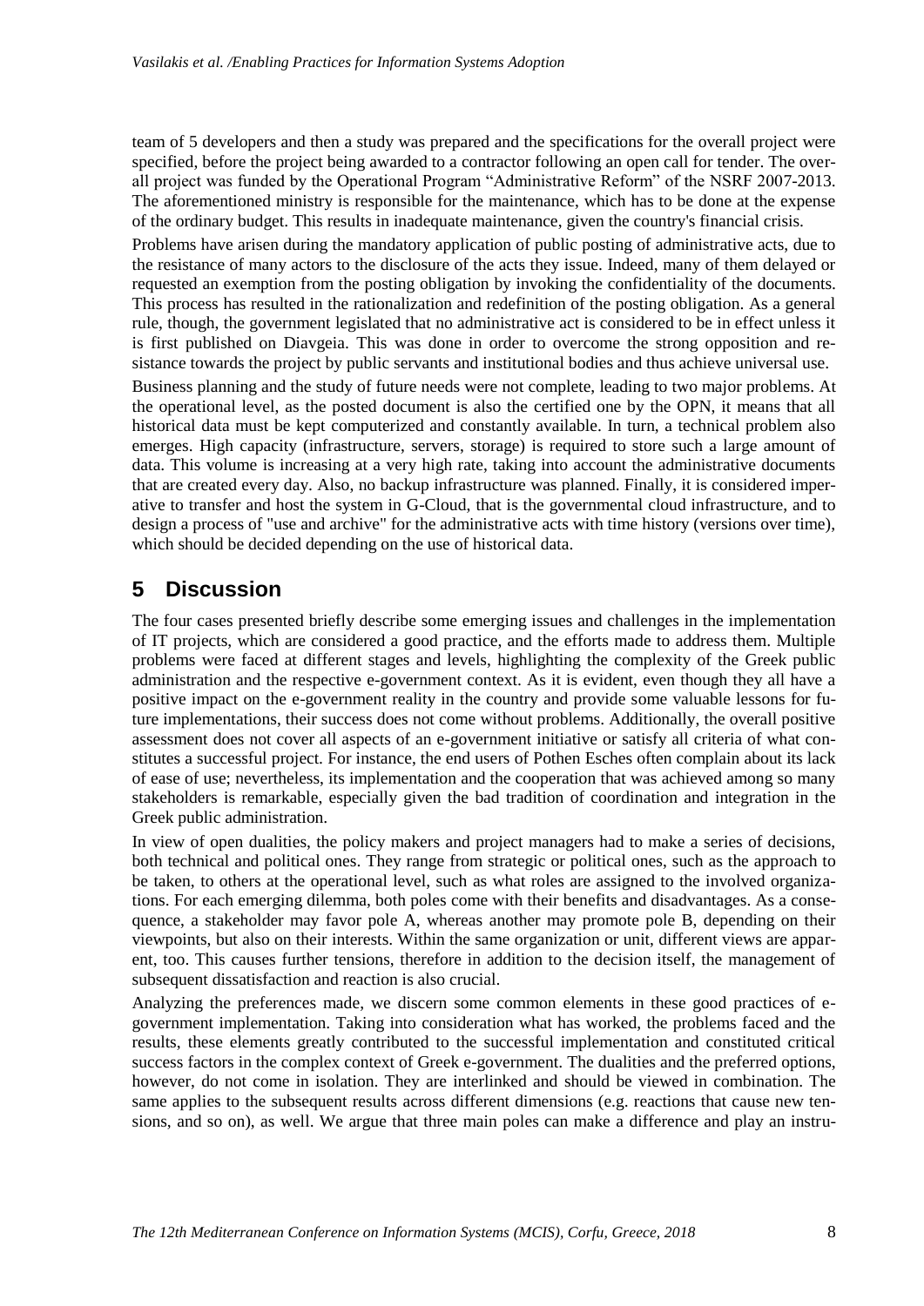team of 5 developers and then a study was prepared and the specifications for the overall project were specified, before the project being awarded to a contractor following an open call for tender. The overall project was funded by the Operational Program "Administrative Reform" of the NSRF 2007-2013. The aforementioned ministry is responsible for the maintenance, which has to be done at the expense of the ordinary budget. This results in inadequate maintenance, given the country's financial crisis.

Problems have arisen during the mandatory application of public posting of administrative acts, due to the resistance of many actors to the disclosure of the acts they issue. Indeed, many of them delayed or requested an exemption from the posting obligation by invoking the confidentiality of the documents. This process has resulted in the rationalization and redefinition of the posting obligation. As a general rule, though, the government legislated that no administrative act is considered to be in effect unless it is first published on Diavgeia. This was done in order to overcome the strong opposition and resistance towards the project by public servants and institutional bodies and thus achieve universal use.

Business planning and the study of future needs were not complete, leading to two major problems. At the operational level, as the posted document is also the certified one by the OPN, it means that all historical data must be kept computerized and constantly available. In turn, a technical problem also emerges. High capacity (infrastructure, servers, storage) is required to store such a large amount of data. This volume is increasing at a very high rate, taking into account the administrative documents that are created every day. Also, no backup infrastructure was planned. Finally, it is considered imperative to transfer and host the system in G-Cloud, that is the governmental cloud infrastructure, and to design a process of "use and archive" for the administrative acts with time history (versions over time), which should be decided depending on the use of historical data.

# 5 Discussion

The four cases presented briefly describe some emerging issues and challenges in the implementation of IT projects, which are considered a good practice, and the efforts made to address them. Multiple problems were faced at different stages and levels, highlighting the complexity of the Greek public administration and the respective e-government context. As it is evident, even though they all have a positive impact on the e-government reality in the country and provide some valuable lessons for future implementations, their success does not come without problems. Additionally, the overall positive assessment does not cover all aspects of an e-government initiative or satisfy all criteria of what constitutes a successful project. For instance, the end users of Pothen Esches often complain about its lack of ease of use; nevertheless, its implementation and the cooperation that was achieved among so many stakeholders is remarkable, especially given the bad tradition of coordination and integration in the Greek public administration.

In view of open dualities, the policy makers and project managers had to make a series of decisions, both technical and political ones. They range from strategic or political ones, such as the approach to be taken, to others at the operational level, such as what roles are assigned to the involved organizations. For each emerging dilemma, both poles come with their benefits and disadvantages. As a consequence, a stakeholder may favor pole A, whereas another may promote pole B, depending on their viewpoints, but also on their interests. Within the same organization or unit, different views are apparent, too. This causes further tensions, therefore in addition to the decision itself, the management of subsequent dissatisfaction and reaction is also crucial.

Analyzing the preferences made, we discern some common elements in these good practices of e-government implementation. Taking into consideration what has worked, the problems faced and the results, these elements greatly contributed to the successful implementation and constituted critical success factors in the complex context of Greek e-government. The dualities and the preferred options, however, do not come in isolation. They are interlinked and should be viewed in combination. The same applies to the subsequent results across different dimensions (e.g. reactions that cause new tensions, and so on), as well. We argue that three main poles can make a difference and play an instru-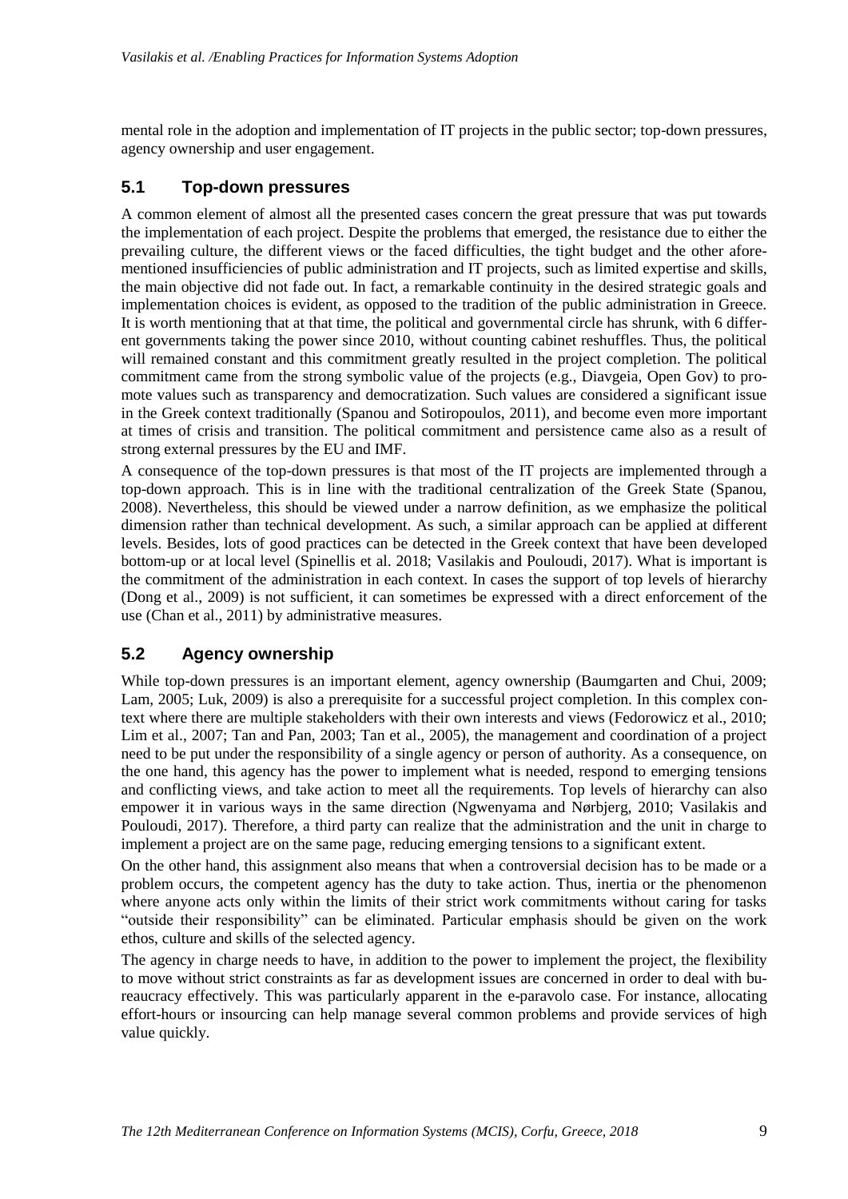mental role in the adoption and implementation of IT projects in the public sector; top-down pressures, agency ownership and user engagement.

## 5.1 Top-down pressures

A common element of almost all the presented cases concern the great pressure that was put towards the implementation of each project. Despite the problems that emerged, the resistance due to either the prevailing culture, the different views or the faced difficulties, the tight budget and the other aforementioned insufficiencies of public administration and IT projects, such as limited expertise and skills, the main objective did not fade out. In fact, a remarkable continuity in the desired strategic goals and implementation choices is evident, as opposed to the tradition of the public administration in Greece. It is worth mentioning that at that time, the political and governmental circle has shrunk, with 6 different governments taking the power since 2010, without counting cabinet reshuffles. Thus, the political will remained constant and this commitment greatly resulted in the project completion. The political commitment came from the strong symbolic value of the projects (e.g., Diavgeia, Open Gov) to promote values such as transparency and democratization. Such values are considered a significant issue in the Greek context traditionally (Spanou and Sotiropoulos, 2011), and become even more important at times of crisis and transition. The political commitment and persistence came also as a result of strong external pressures by the EU and IMF.

A consequence of the top-down pressures is that most of the IT projects are implemented through a top-down approach. This is in line with the traditional centralization of the Greek State (Spanou, 2008). Nevertheless, this should be viewed under a narrow definition, as we emphasize the political dimension rather than technical development. As such, a similar approach can be applied at different levels. Besides, lots of good practices can be detected in the Greek context that have been developed bottom-up or at local level (Spinellis et al. 2018; Vasilakis and Pouloudi, 2017). What is important is the commitment of the administration in each context. In cases the support of top levels of hierarchy (Dong et al., 2009) is not sufficient, it can sometimes be expressed with a direct enforcement of the use (Chan et al., 2011) by administrative measures.

## 5.2 Agency ownership

While top-down pressures is an important element, agency ownership (Baumgarten and Chui, 2009; Lam, 2005; Luk, 2009) is also a prerequisite for a successful project completion. In this complex context where there are multiple stakeholders with their own interests and views (Fedorowicz et al., 2010; Lim et al., 2007; Tan and Pan, 2003; Tan et al., 2005), the management and coordination of a project need to be put under the responsibility of a single agency or person of authority. As a consequence, on the one hand, this agency has the power to implement what is needed, respond to emerging tensions and conflicting views, and take action to meet all the requirements. Top levels of hierarchy can also empower it in various ways in the same direction (Ngwenyama and Nørbjerg, 2010; Vasilakis and Pouloudi, 2017). Therefore, a third party can realize that the administration and the unit in charge to implement a project are on the same page, reducing emerging tensions to a significant extent.

On the other hand, this assignment also means that when a controversial decision has to be made or a problem occurs, the competent agency has the duty to take action. Thus, inertia or the phenomenon where anyone acts only within the limits of their strict work commitments without caring for tasks "outside their responsibility" can be eliminated. Particular emphasis should be given on the work ethos, culture and skills of the selected agency.

The agency in charge needs to have, in addition to the power to implement the project, the flexibility to move without strict constraints as far as development issues are concerned in order to deal with bureaucracy effectively. This was particularly apparent in the e-paravolo case. For instance, allocating effort-hours or insourcing can help manage several common problems and provide services of high value quickly.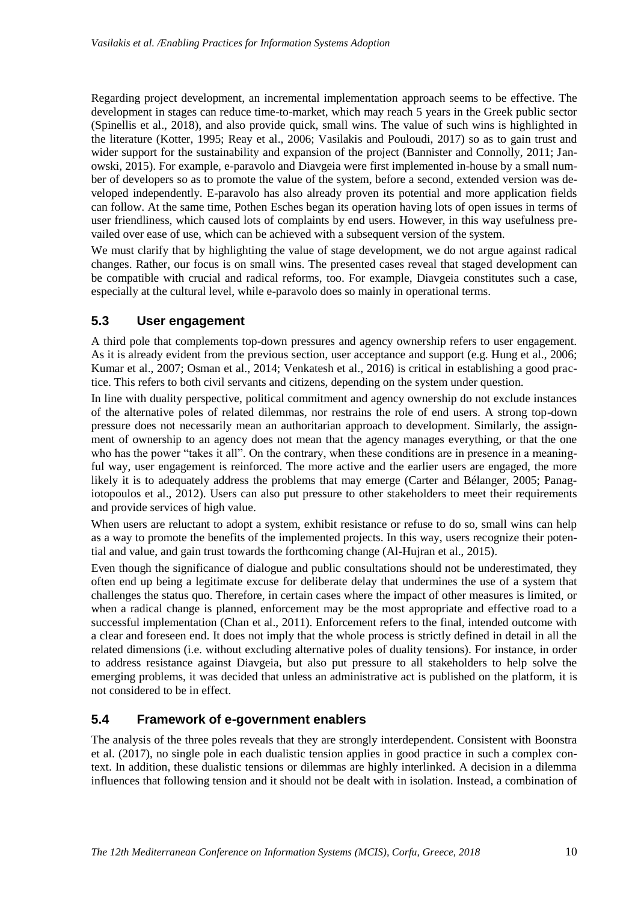Regarding project development, an incremental implementation approach seems to be effective. The development in stages can reduce time-to-market, which may reach 5 years in the Greek public sector (Spinellis et al., 2018), and also provide quick, small wins. The value of such wins is highlighted in the literature (Kotter, 1995; Reay et al., 2006; Vasilakis and Pouloudi, 2017) so as to gain trust and wider support for the sustainability and expansion of the project (Bannister and Connolly, 2011; Janowski, 2015). For example, e-paravolo and Diavgeia were first implemented in-house by a small number of developers so as to promote the value of the system, before a second, extended version was developed independently. E-paravolo has also already proven its potential and more application fields can follow. At the same time, Pothen Esches began its operation having lots of open issues in terms of user friendliness, which caused lots of complaints by end users. However, in this way usefulness prevailed over ease of use, which can be achieved with a subsequent version of the system.

We must clarify that by highlighting the value of stage development, we do not argue against radical changes. Rather, our focus is on small wins. The presented cases reveal that staged development can be compatible with crucial and radical reforms, too. For example, Diavgeia constitutes such a case, especially at the cultural level, while e-paravolo does so mainly in operational terms.

### 5.3 User engagement

A third pole that complements top-down pressures and agency ownership refers to user engagement. As it is already evident from the previous section, user acceptance and support (e.g. Hung et al., 2006; Kumar et al., 2007; Osman et al., 2014; Venkatesh et al., 2016) is critical in establishing a good practice. This refers to both civil servants and citizens, depending on the system under question.

In line with duality perspective, political commitment and agency ownership do not exclude instances of the alternative poles of related dilemmas, nor restrains the role of end users. A strong top-down pressure does not necessarily mean an authoritarian approach to development. Similarly, the assignment of ownership to an agency does not mean that the agency manages everything, or that the one who has the power "takes it all". On the contrary, when these conditions are in presence in a meaningful way, user engagement is reinforced. The more active and the earlier users are engaged, the more likely it is to adequately address the problems that may emerge (Carter and Bélanger, 2005; Panagiotopoulos et al., 2012). Users can also put pressure to other stakeholders to meet their requirements and provide services of high value.

When users are reluctant to adopt a system, exhibit resistance or refuse to do so, small wins can help as a way to promote the benefits of the implemented projects. In this way, users recognize their potential and value, and gain trust towards the forthcoming change (Al-Hujran et al., 2015).

Even though the significance of dialogue and public consultations should not be underestimated, they often end up being a legitimate excuse for deliberate delay that undermines the use of a system that challenges the status quo. Therefore, in certain cases where the impact of other measures is limited, or when a radical change is planned, enforcement may be the most appropriate and effective road to a successful implementation (Chan et al., 2011). Enforcement refers to the final, intended outcome with a clear and foreseen end. It does not imply that the whole process is strictly defined in detail in all the related dimensions (i.e. without excluding alternative poles of duality tensions). For instance, in order to address resistance against Diavgeia, but also put pressure to all stakeholders to help solve the emerging problems, it was decided that unless an administrative act is published on the platform, it is not considered to be in effect.

### 5.4 Framework of e-government enablers

The analysis of the three poles reveals that they are strongly interdependent. Consistent with Boonstra et al. (2017), no single pole in each dualistic tension applies in good practice in such a complex context. In addition, these dualistic tensions or dilemmas are highly interlinked. A decision in a dilemma influences that following tension and it should not be dealt with in isolation. Instead, a combination of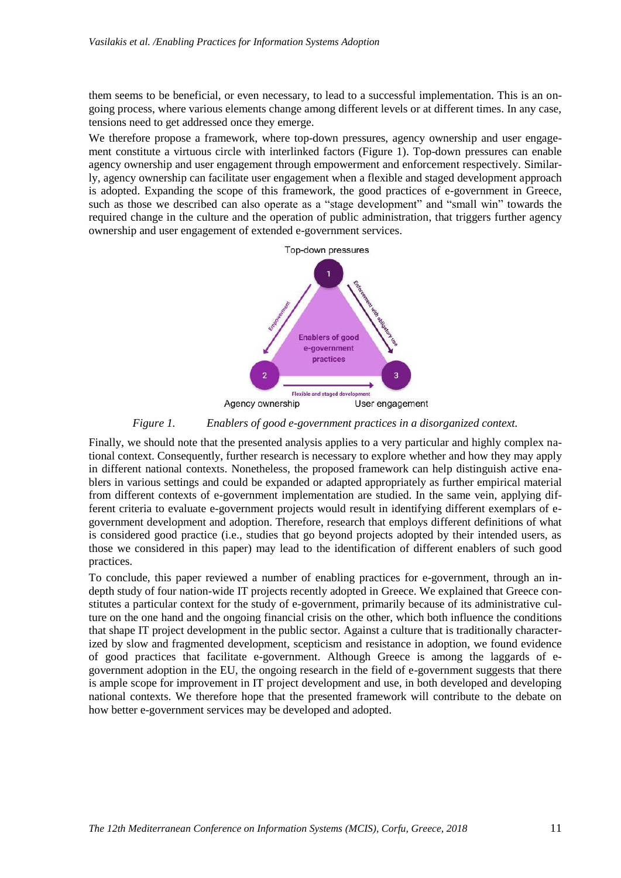them seems to be beneficial, or even necessary, to lead to a successful implementation. This is an ongoing process, where various elements change among different levels or at different times. In any case, tensions need to get addressed once they emerge.

We therefore propose a framework, where top-down pressures, agency ownership and user engagement constitute a virtuous circle with interlinked factors (Figure 1). Top-down pressures can enable agency ownership and user engagement through empowerment and enforcement respectively. Similarly, agency ownership can facilitate user engagement when a flexible and staged development approach is adopted. Expanding the scope of this framework, the good practices of e-government in Greece, such as those we described can also operate as a "stage development" and "small win" towards the required change in the culture and the operation of public administration, that triggers further agency ownership and user engagement of extended e-government services.

*Figure 1. Enablers of good e-government practices in a disorganized context.*

Finally, we should note that the presented analysis applies to a very particular and highly complex national context. Consequently, further research is necessary to explore whether and how they may apply in different national contexts. Nonetheless, the proposed framework can help distinguish active enablers in various settings and could be expanded or adapted appropriately as further empirical material from different contexts of e-government implementation are studied. In the same vein, applying different criteria to evaluate e-government projects would result in identifying different exemplars of e-government development and adoption. Therefore, research that employs different definitions of what is considered good practice (i.e., studies that go beyond projects adopted by their intended users, as those we considered in this paper) may lead to the identification of different enablers of such good practices.

To conclude, this paper reviewed a number of enabling practices for e-government, through an in-depth study of four nation-wide IT projects recently adopted in Greece. We explained that Greece constitutes a particular context for the study of e-government, primarily because of its administrative culture on the one hand and the ongoing financial crisis on the other, which both influence the conditions that shape IT project development in the public sector. Against a culture that is traditionally characterized by slow and fragmented development, scepticism and resistance in adoption, we found evidence of good practices that facilitate e-government. Although Greece is among the laggards of e-government adoption in the EU, the ongoing research in the field of e-government suggests that there is ample scope for improvement in IT project development and use, in both developed and developing national contexts. We therefore hope that the presented framework will contribute to the debate on how better e-government services may be developed and adopted.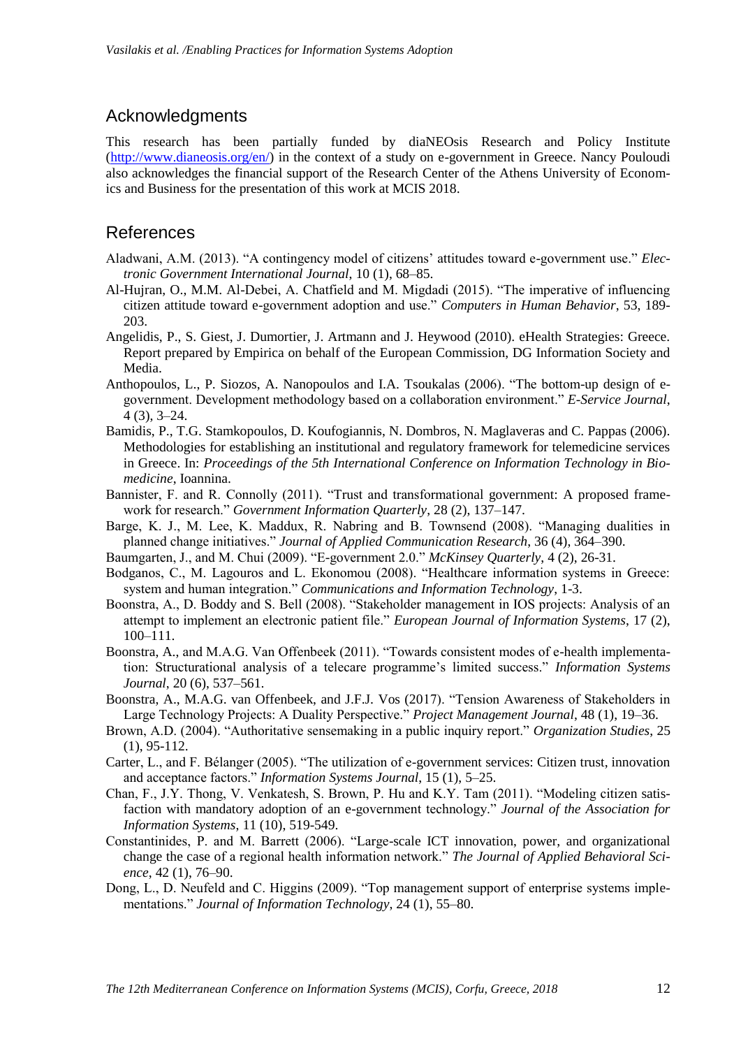## Acknowledgments

This research has been partially funded by diaNEOsis Research and Policy Institute (http://www.dianeosis.org/en/) in the context of a study on e-government in Greece. Nancy Pouloudi also acknowledges the financial support of the Research Center of the Athens University of Economics and Business for the presentation of this work at MCIS 2018.

## References

Aladwani, A.M. (2013). "A contingency model of citizens' attitudes toward e-government use." *Electronic Government International Journal*, 10 (1), 68–85.

Al-Hujran, O., M.M. Al-Debei, A. Chatfield and M. Migdadi (2015). "The imperative of influencing citizen attitude toward e-government adoption and use." *Computers in Human Behavior*, 53, 189-203.

Angelidis, P., S. Giest, J. Dumortier, J. Artmann and J. Heywood (2010). eHealth Strategies: Greece. Report prepared by Empirica on behalf of the European Commission, DG Information Society and Media.

Anthopoulos, L., P. Siozos, A. Nanopoulos and I.A. Tsoukalas (2006). "The bottom-up design of e-government. Development methodology based on a collaboration environment." *E-Service Journal*, 4 (3), 3–24.

Bamidis, P., T.G. Stamkopoulos, D. Koufogiannis, N. Dombros, N. Maglaveras and C. Pappas (2006). Methodologies for establishing an institutional and regulatory framework for telemedicine services in Greece. In: *Proceedings of the 5th International Conference on Information Technology in Biomedicine*, Ioannina.

Bannister, F. and R. Connolly (2011). "Trust and transformational government: A proposed framework for research." *Government Information Quarterly*, 28 (2), 137–147.

Barge, K. J., M. Lee, K. Maddux, R. Nabring and B. Townsend (2008). "Managing dualities in planned change initiatives." *Journal of Applied Communication Research*, 36 (4), 364–390.

Baumgarten, J., and M. Chui (2009). "E-government 2.0." *McKinsey Quarterly*, 4 (2), 26-31.

Bodganos, C., M. Lagouros and L. Ekonomou (2008). "Healthcare information systems in Greece: system and human integration." *Communications and Information Technology*, 1-3.

Boonstra, A., D. Boddy and S. Bell (2008). "Stakeholder management in IOS projects: Analysis of an attempt to implement an electronic patient file." *European Journal of Information Systems*, 17 (2), 100–111.

Boonstra, A., and M.A.G. Van Offenbeek (2011). "Towards consistent modes of e-health implementation: Structurational analysis of a telecare programme's limited success." *Information Systems Journal*, 20 (6), 537–561.

Boonstra, A., M.A.G. van Offenbeek, and J.F.J. Vos (2017). "Tension Awareness of Stakeholders in Large Technology Projects: A Duality Perspective." *Project Management Journal*, 48 (1), 19–36.

Brown, A.D. (2004). "Authoritative sensemaking in a public inquiry report." *Organization Studies*, 25 (1), 95-112.

Carter, L., and F. Bélanger (2005). "The utilization of e-government services: Citizen trust, innovation and acceptance factors." *Information Systems Journal*, 15 (1), 5–25.

Chan, F., J.Y. Thong, V. Venkatesh, S. Brown, P. Hu and K.Y. Tam (2011). "Modeling citizen satisfaction with mandatory adoption of an e-government technology." *Journal of the Association for Information Systems*, 11 (10), 519-549.

Constantinides, P. and M. Barrett (2006). "Large-scale ICT innovation, power, and organizational change the case of a regional health information network." *The Journal of Applied Behavioral Science*, 42 (1), 76–90.

Dong, L., D. Neufeld and C. Higgins (2009). "Top management support of enterprise systems implementations." *Journal of Information Technology*, 24 (1), 55–80.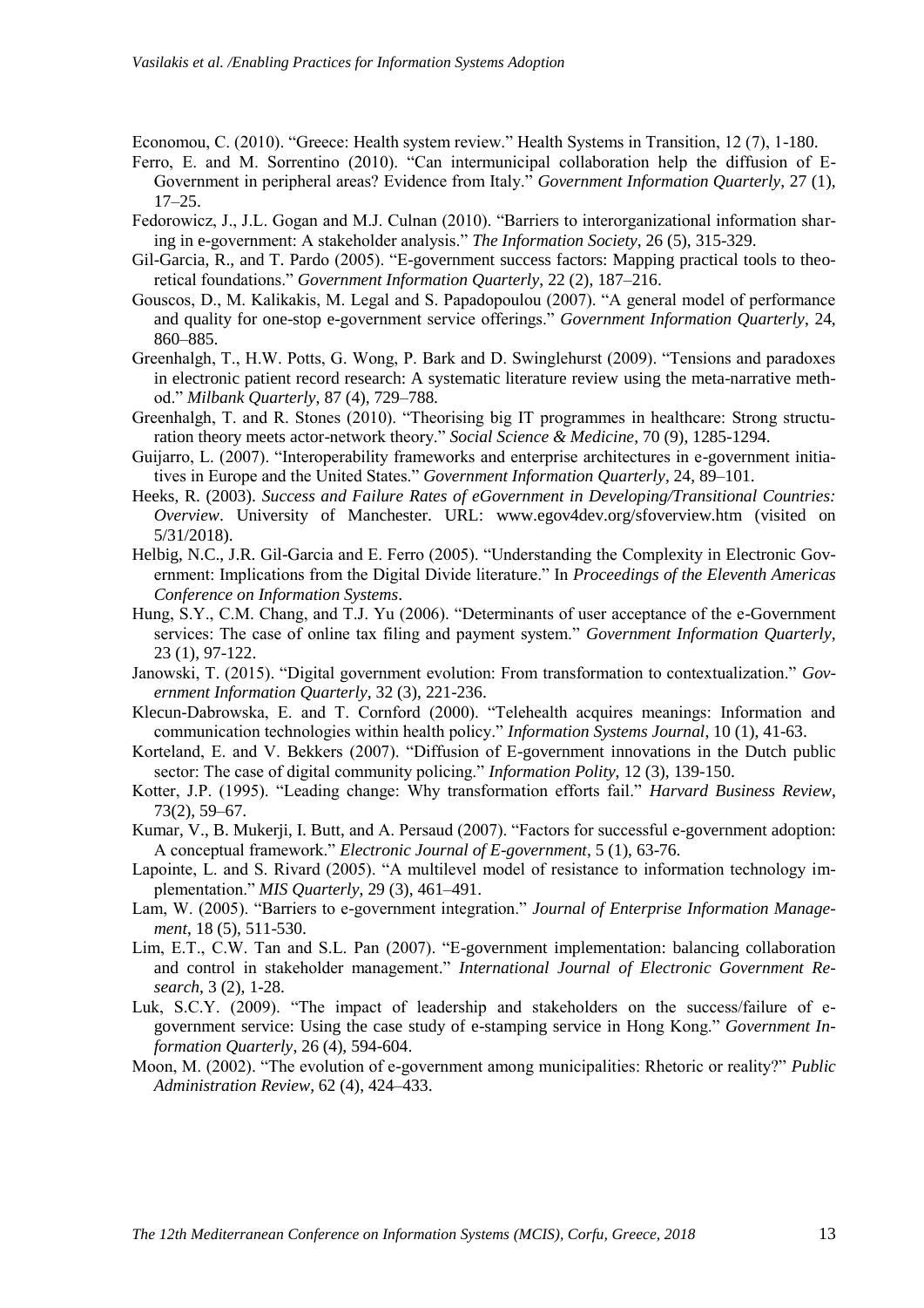Economou, C. (2010). "Greece: Health system review." Health Systems in Transition, 12 (7), 1-180.

Ferro, E. and M. Sorrentino (2010). "Can intermunicipal collaboration help the diffusion of E-Government in peripheral areas? Evidence from Italy." *Government Information Quarterly*, 27 (1), 17–25.

Fedorowicz, J., J.L. Gogan and M.J. Culnan (2010). "Barriers to interorganizational information sharing in e-government: A stakeholder analysis." *The Information Society*, 26 (5), 315-329.

Gil-Garcia, R., and T. Pardo (2005). "E-government success factors: Mapping practical tools to theoretical foundations." *Government Information Quarterly*, 22 (2), 187–216.

Gouscos, D., M. Kalikakis, M. Legal and S. Papadopoulou (2007). "A general model of performance and quality for one-stop e-government service offerings." *Government Information Quarterly*, 24, 860–885.

Greenhalgh, T., H.W. Potts, G. Wong, P. Bark and D. Swinglehurst (2009). "Tensions and paradoxes in electronic patient record research: A systematic literature review using the meta-narrative method." *Milbank Quarterly*, 87 (4), 729–788.

Greenhalgh, T. and R. Stones (2010). "Theorising big IT programmes in healthcare: Strong structuration theory meets actor-network theory." *Social Science & Medicine*, 70 (9), 1285-1294.

Guijarro, L. (2007). "Interoperability frameworks and enterprise architectures in e-government initiatives in Europe and the United States." *Government Information Quarterly*, 24, 89–101.

Heeks, R. (2003). *Success and Failure Rates of eGovernment in Developing/Transitional Countries: Overview*. University of Manchester. URL: www.egov4dev.org/sfoverview.htm (visited on 5/31/2018).

Helbig, N.C., J.R. Gil-Garcia and E. Ferro (2005). "Understanding the Complexity in Electronic Government: Implications from the Digital Divide literature." In *Proceedings of the Eleventh Americas Conference on Information Systems*.

Hung, S.Y., C.M. Chang, and T.J. Yu (2006). "Determinants of user acceptance of the e-Government services: The case of online tax filing and payment system." *Government Information Quarterly*, 23 (1), 97-122.

Janowski, T. (2015). "Digital government evolution: From transformation to contextualization." *Government Information Quarterly*, 32 (3), 221-236.

Klecun-Dabrowska, E. and T. Cornford (2000). "Telehealth acquires meanings: Information and communication technologies within health policy." *Information Systems Journal*, 10 (1), 41-63.

Korteland, E. and V. Bekkers (2007). "Diffusion of E-government innovations in the Dutch public sector: The case of digital community policing." *Information Polity*, 12 (3), 139-150.

Kotter, J.P. (1995). "Leading change: Why transformation efforts fail." *Harvard Business Review*, 73(2), 59–67.

Kumar, V., B. Mukerji, I. Butt, and A. Persaud (2007). "Factors for successful e-government adoption: A conceptual framework." *Electronic Journal of E-government*, 5 (1), 63-76.

Lapointe, L. and S. Rivard (2005). "A multilevel model of resistance to information technology implementation." *MIS Quarterly*, 29 (3), 461–491.

Lam, W. (2005). "Barriers to e-government integration." *Journal of Enterprise Information Management*, 18 (5), 511-530.

Lim, E.T., C.W. Tan and S.L. Pan (2007). "E-government implementation: balancing collaboration and control in stakeholder management." *International Journal of Electronic Government Research*, 3 (2), 1-28.

Luk, S.C.Y. (2009). "The impact of leadership and stakeholders on the success/failure of e-government service: Using the case study of e-stamping service in Hong Kong." *Government Information Quarterly*, 26 (4), 594-604.

Moon, M. (2002). "The evolution of e-government among municipalities: Rhetoric or reality?" *Public Administration Review*, 62 (4), 424–433.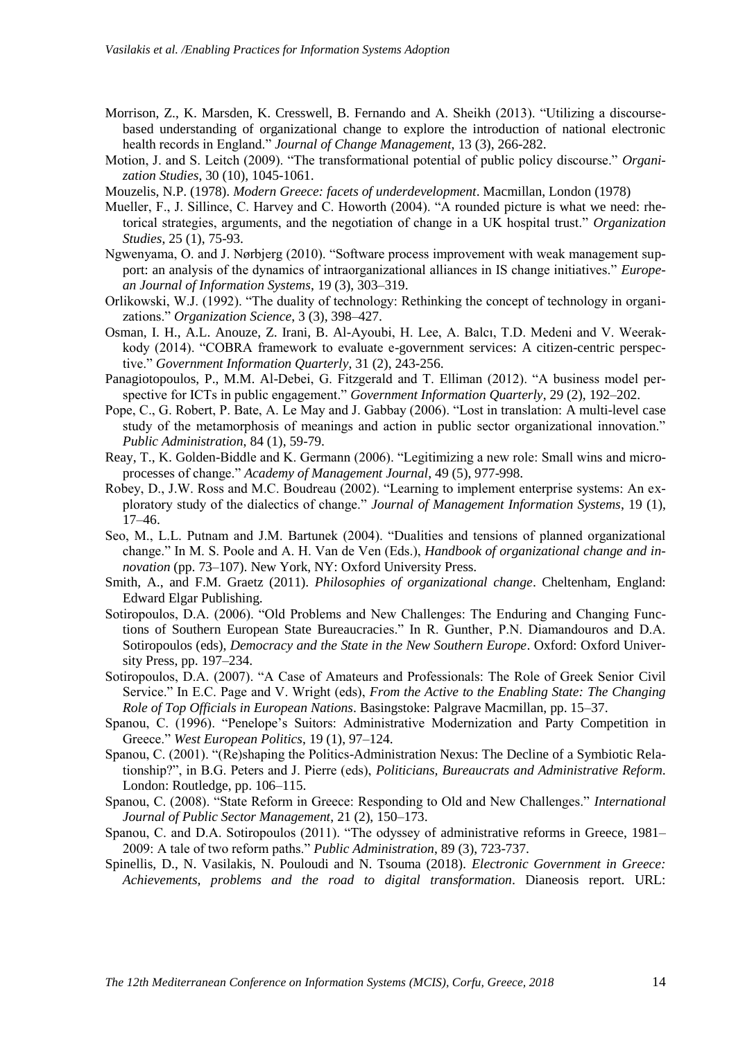Morrison, Z., K. Marsden, K. Cresswell, B. Fernando and A. Sheikh (2013). "Utilizing a discourse-based understanding of organizational change to explore the introduction of national electronic health records in England." *Journal of Change Management*, 13 (3), 266-282.

Motion, J. and S. Leitch (2009). "The transformational potential of public policy discourse." *Organization Studies*, 30 (10), 1045-1061.

Mouzelis, N.P. (1978). *Modern Greece: facets of underdevelopment*. Macmillan, London (1978)

Mueller, F., J. Sillince, C. Harvey and C. Howorth (2004). "A rounded picture is what we need: rhetorical strategies, arguments, and the negotiation of change in a UK hospital trust." *Organization Studies*, 25 (1), 75-93.

Ngwenyama, O. and J. Nørbjerg (2010). "Software process improvement with weak management support: an analysis of the dynamics of intraorganizational alliances in IS change initiatives." *European Journal of Information Systems*, 19 (3), 303–319.

Orlikowski, W.J. (1992). "The duality of technology: Rethinking the concept of technology in organizations." *Organization Science*, 3 (3), 398–427.

Osman, I. H., A.L. Anouze, Z. Irani, B. Al-Ayoubi, H. Lee, A. Balcı, T.D. Medeni and V. Weerakkody (2014). "COBRA framework to evaluate e-government services: A citizen-centric perspective." *Government Information Quarterly*, 31 (2), 243-256.

Panagiotopoulos, P., M.M. Al-Debei, G. Fitzgerald and T. Elliman (2012). "A business model perspective for ICTs in public engagement." *Government Information Quarterly*, 29 (2), 192–202.

Pope, C., G. Robert, P. Bate, A. Le May and J. Gabbay (2006). "Lost in translation: A multi-level case study of the metamorphosis of meanings and action in public sector organizational innovation." *Public Administration*, 84 (1), 59-79.

Reay, T., K. Golden-Biddle and K. Germann (2006). "Legitimizing a new role: Small wins and microprocesses of change." *Academy of Management Journal*, 49 (5), 977-998.

Robey, D., J.W. Ross and M.C. Boudreau (2002). "Learning to implement enterprise systems: An exploratory study of the dialectics of change." *Journal of Management Information Systems*, 19 (1), 17–46.

Seo, M., L.L. Putnam and J.M. Bartunek (2004). "Dualities and tensions of planned organizational change." In M. S. Poole and A. H. Van de Ven (Eds.), *Handbook of organizational change and innovation* (pp. 73–107). New York, NY: Oxford University Press.

Smith, A., and F.M. Graetz (2011). *Philosophies of organizational change*. Cheltenham, England: Edward Elgar Publishing.

Sotiropoulos, D.A. (2006). "Old Problems and New Challenges: The Enduring and Changing Functions of Southern European State Bureaucracies." In R. Gunther, P.N. Diamandouros and D.A. Sotiropoulos (eds), *Democracy and the State in the New Southern Europe*. Oxford: Oxford University Press, pp. 197–234.

Sotiropoulos, D.A. (2007). "A Case of Amateurs and Professionals: The Role of Greek Senior Civil Service." In E.C. Page and V. Wright (eds), *From the Active to the Enabling State: The Changing Role of Top Officials in European Nations*. Basingstoke: Palgrave Macmillan, pp. 15–37.

Spanou, C. (1996). "Penelope's Suitors: Administrative Modernization and Party Competition in Greece." *West European Politics*, 19 (1), 97–124.

Spanou, C. (2001). "(Re)shaping the Politics-Administration Nexus: The Decline of a Symbiotic Relationship?", in B.G. Peters and J. Pierre (eds), *Politicians, Bureaucrats and Administrative Reform*. London: Routledge, pp. 106–115.

Spanou, C. (2008). "State Reform in Greece: Responding to Old and New Challenges." *International Journal of Public Sector Management*, 21 (2), 150–173.

Spanou, C. and D.A. Sotiropoulos (2011). "The odyssey of administrative reforms in Greece, 1981–2009: A tale of two reform paths." *Public Administration*, 89 (3), 723-737.

Spinellis, D., N. Vasilakis, N. Pouloudi and N. Tsouma (2018). *Electronic Government in Greece: Achievements, problems and the road to digital transformation*. Dianeosis report. URL: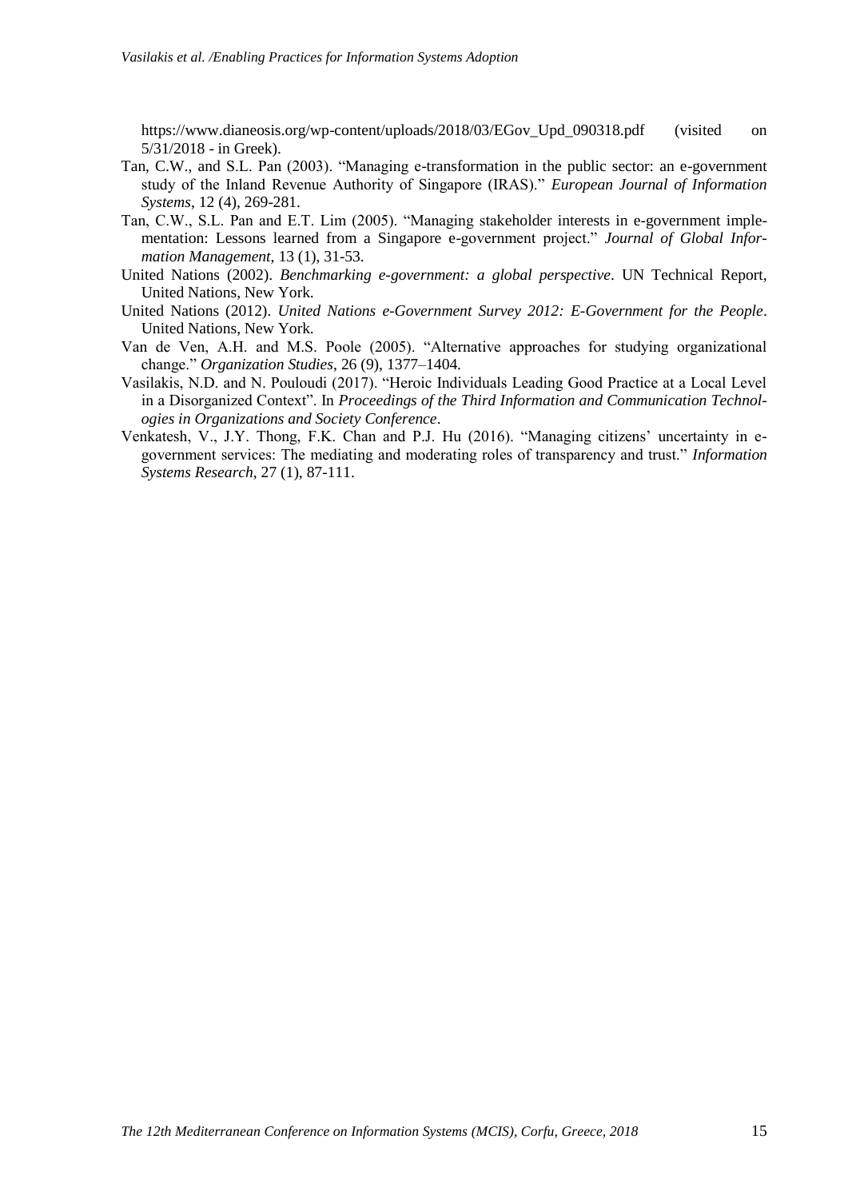https://www.dianeosis.org/wp-content/uploads/2018/03/EGov_Upd_090318.pdf (visited on 5/31/2018 - in Greek).

Tan, C.W., and S.L. Pan (2003). "Managing e-transformation in the public sector: an e-government study of the Inland Revenue Authority of Singapore (IRAS)." *European Journal of Information Systems*, 12 (4), 269-281.

Tan, C.W., S.L. Pan and E.T. Lim (2005). "Managing stakeholder interests in e-government implementation: Lessons learned from a Singapore e-government project." *Journal of Global Information Management*, 13 (1), 31-53.

United Nations (2002). *Benchmarking e-government: a global perspective*. UN Technical Report, United Nations, New York.

United Nations (2012). *United Nations e-Government Survey 2012: E-Government for the People*. United Nations, New York.

Van de Ven, A.H. and M.S. Poole (2005). "Alternative approaches for studying organizational change." *Organization Studies*, 26 (9), 1377–1404.

Vasilakis, N.D. and N. Pouloudi (2017). "Heroic Individuals Leading Good Practice at a Local Level in a Disorganized Context". In *Proceedings of the Third Information and Communication Technologies in Organizations and Society Conference*.

Venkatesh, V., J.Y. Thong, F.K. Chan and P.J. Hu (2016). "Managing citizens' uncertainty in e-government services: The mediating and moderating roles of transparency and trust." *Information Systems Research*, 27 (1), 87-111.